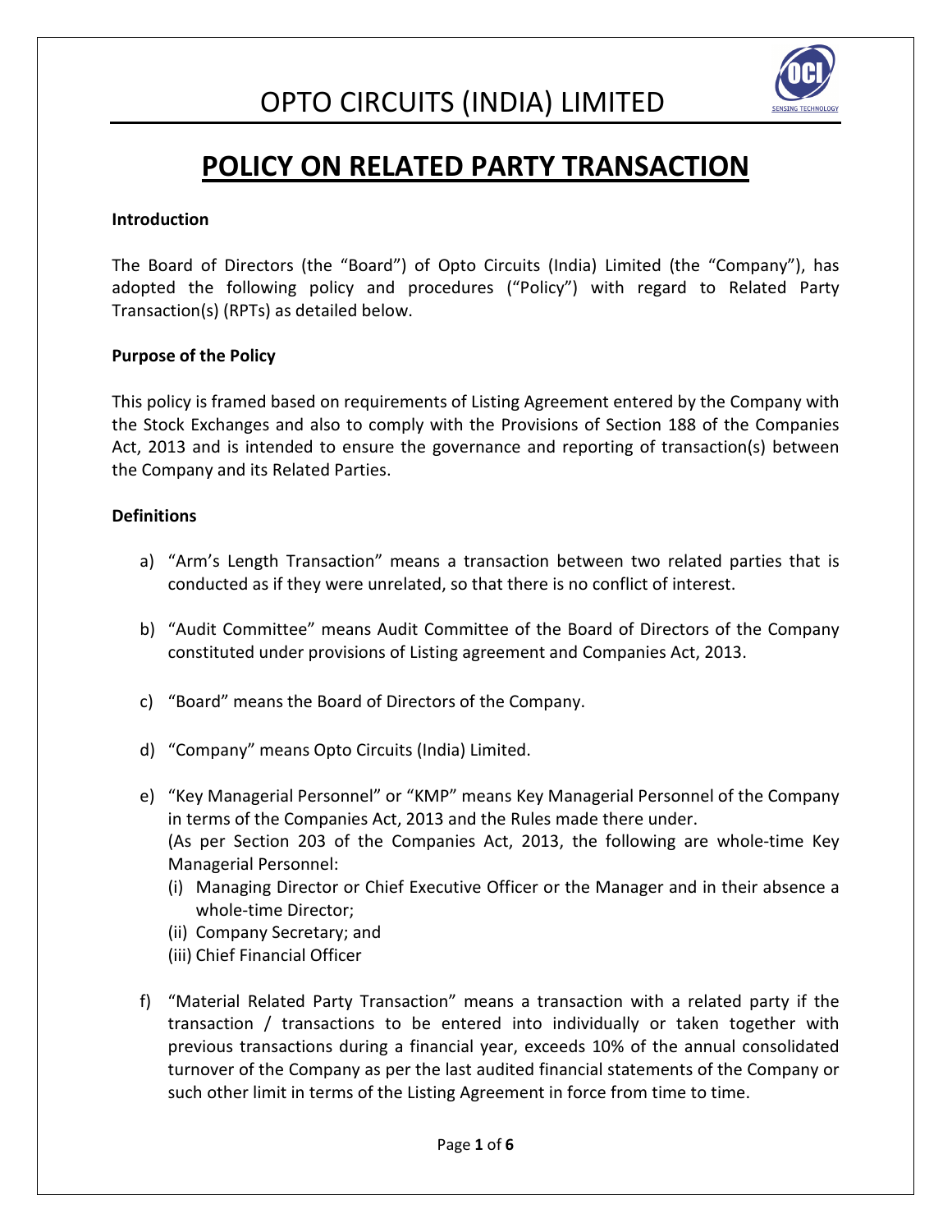# OPTO CIRCUITS (INDIA) LIMITED

## POLICY ON RELATED PARTY TRANSACTION

**Introduction**

The Board of Directors (the "Board") of Opto Circuits (India) Limited (the "Company"), has adopted the following policy and procedures ("Policy") with regard to Related Party Transaction(s) (RPTs) as detailed below.

**Purpose of the Policy**

This policy is framed based on requirements of Listing Agreement entered by the Company with the Stock Exchanges and also to comply with the Provisions of Section 188 of the Companies Act, 2013 and is intended to ensure the governance and reporting of transaction(s) between the Company and its Related Parties.

**Definitions**

a) "Arm's Length Transaction" means a transaction between two related parties that is conducted as if they were unrelated, so that there is no conflict of interest.

b) "Audit Committee" means Audit Committee of the Board of Directors of the Company constituted under provisions of Listing agreement and Companies Act, 2013.

c) "Board" means the Board of Directors of the Company.

d) "Company" means Opto Circuits (India) Limited.

e) "Key Managerial Personnel" or "KMP" means Key Managerial Personnel of the Company in terms of the Companies Act, 2013 and the Rules made there under.
(As per Section 203 of the Companies Act, 2013, the following are whole-time Key Managerial Personnel:
   (i) Managing Director or Chief Executive Officer or the Manager and in their absence a whole-time Director;
   (ii) Company Secretary; and
   (iii) Chief Financial Officer

f) "Material Related Party Transaction" means a transaction with a related party if the transaction / transactions to be entered into individually or taken together with previous transactions during a financial year, exceeds 10% of the annual consolidated turnover of the Company as per the last audited financial statements of the Company or such other limit in terms of the Listing Agreement in force from time to time.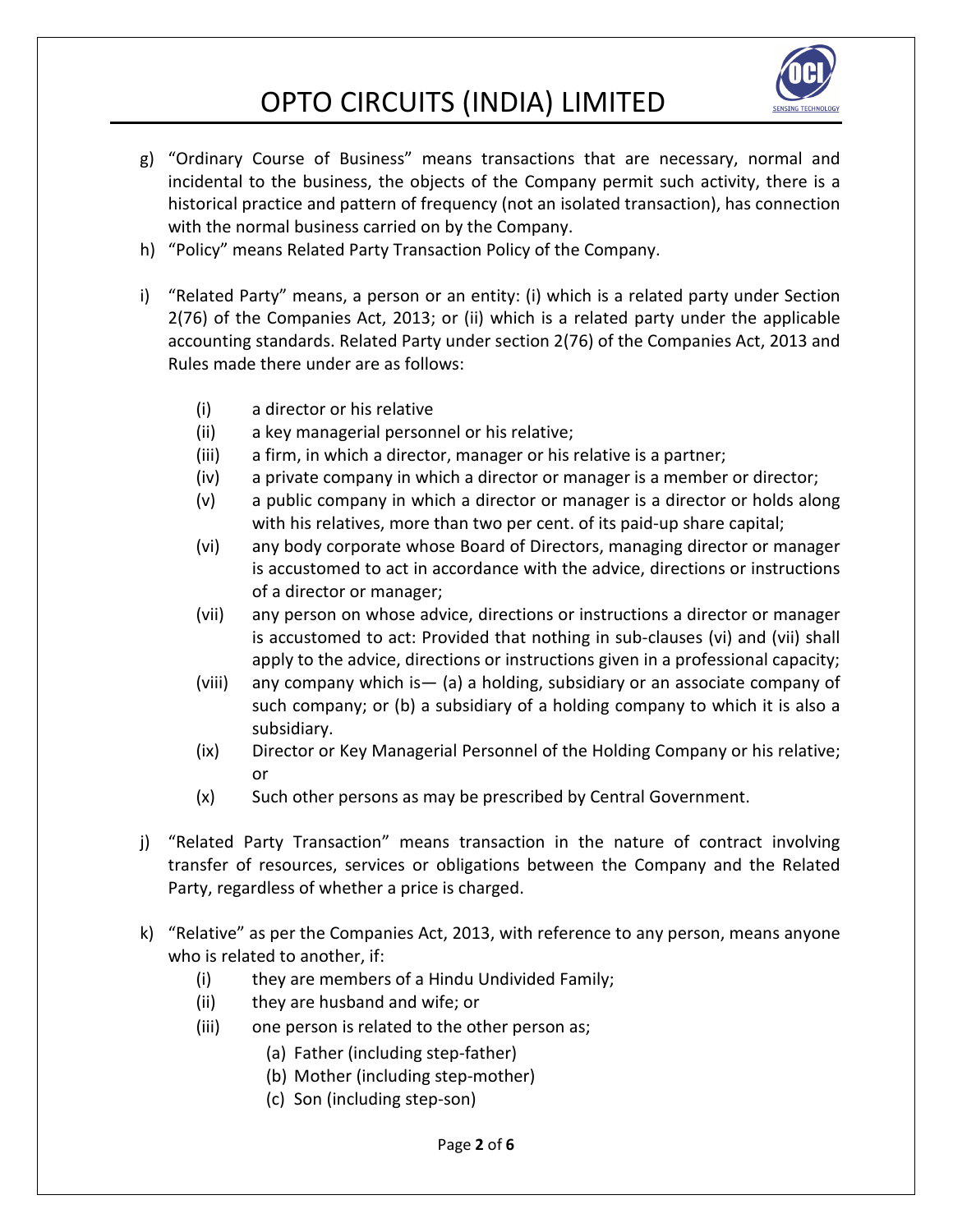g) "Ordinary Course of Business" means transactions that are necessary, normal and incidental to the business, the objects of the Company permit such activity, there is a historical practice and pattern of frequency (not an isolated transaction), has connection with the normal business carried on by the Company.

h) "Policy" means Related Party Transaction Policy of the Company.

i) "Related Party" means, a person or an entity: (i) which is a related party under Section 2(76) of the Companies Act, 2013; or (ii) which is a related party under the applicable accounting standards. Related Party under section 2(76) of the Companies Act, 2013 and Rules made there under are as follows:

   (i) a director or his relative
   (ii) a key managerial personnel or his relative;
   (iii) a firm, in which a director, manager or his relative is a partner;
   (iv) a private company in which a director or manager is a member or director;
   (v) a public company in which a director or manager is a director or holds along with his relatives, more than two per cent. of its paid-up share capital;
   (vi) any body corporate whose Board of Directors, managing director or manager is accustomed to act in accordance with the advice, directions or instructions of a director or manager;
   (vii) any person on whose advice, directions or instructions a director or manager is accustomed to act: Provided that nothing in sub-clauses (vi) and (vii) shall apply to the advice, directions or instructions given in a professional capacity;
   (viii) any company which is— (a) a holding, subsidiary or an associate company of such company; or (b) a subsidiary of a holding company to which it is also a subsidiary.
   (ix) Director or Key Managerial Personnel of the Holding Company or his relative; or
   (x) Such other persons as may be prescribed by Central Government.

j) "Related Party Transaction" means transaction in the nature of contract involving transfer of resources, services or obligations between the Company and the Related Party, regardless of whether a price is charged.

k) "Relative" as per the Companies Act, 2013, with reference to any person, means anyone who is related to another, if:
   (i) they are members of a Hindu Undivided Family;
   (ii) they are husband and wife; or
   (iii) one person is related to the other person as;
      (a) Father (including step-father)
      (b) Mother (including step-mother)
      (c) Son (including step-son)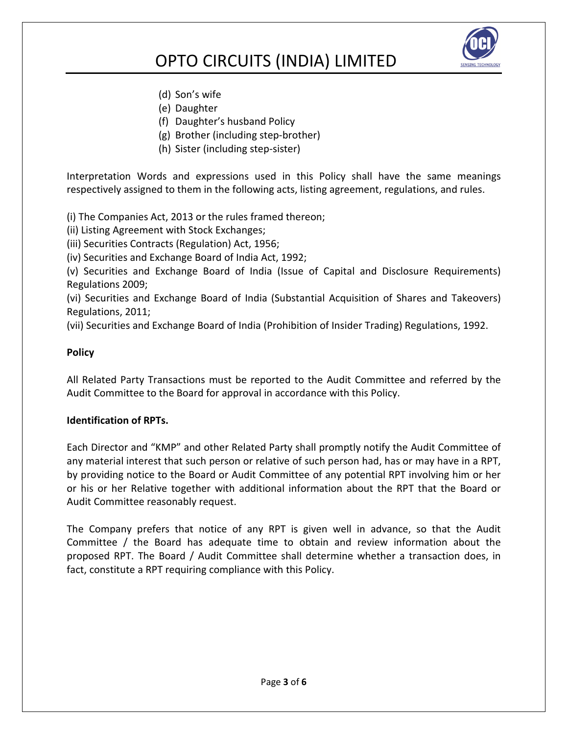(d) Son's wife
(e) Daughter
(f) Daughter's husband Policy
(g) Brother (including step-brother)
(h) Sister (including step-sister)

Interpretation Words and expressions used in this Policy shall have the same meanings respectively assigned to them in the following acts, listing agreement, regulations, and rules.

(i) The Companies Act, 2013 or the rules framed thereon;
(ii) Listing Agreement with Stock Exchanges;
(iii) Securities Contracts (Regulation) Act, 1956;
(iv) Securities and Exchange Board of India Act, 1992;
(v) Securities and Exchange Board of India (Issue of Capital and Disclosure Requirements) Regulations 2009;
(vi) Securities and Exchange Board of India (Substantial Acquisition of Shares and Takeovers) Regulations, 2011;
(vii) Securities and Exchange Board of India (Prohibition of Insider Trading) Regulations, 1992.

**Policy**

All Related Party Transactions must be reported to the Audit Committee and referred by the Audit Committee to the Board for approval in accordance with this Policy.

**Identification of RPTs.**

Each Director and "KMP" and other Related Party shall promptly notify the Audit Committee of any material interest that such person or relative of such person had, has or may have in a RPT, by providing notice to the Board or Audit Committee of any potential RPT involving him or her or his or her Relative together with additional information about the RPT that the Board or Audit Committee reasonably request.

The Company prefers that notice of any RPT is given well in advance, so that the Audit Committee / the Board has adequate time to obtain and review information about the proposed RPT. The Board / Audit Committee shall determine whether a transaction does, in fact, constitute a RPT requiring compliance with this Policy.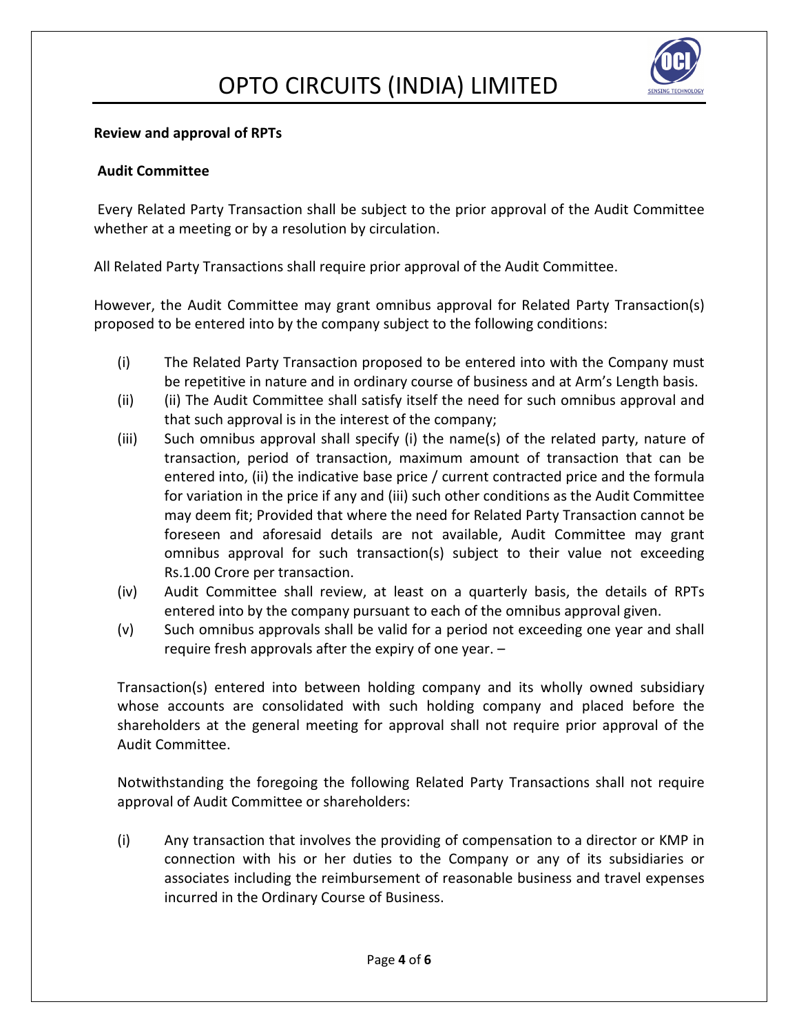**Review and approval of RPTs**

**Audit Committee**

Every Related Party Transaction shall be subject to the prior approval of the Audit Committee whether at a meeting or by a resolution by circulation.

All Related Party Transactions shall require prior approval of the Audit Committee.

However, the Audit Committee may grant omnibus approval for Related Party Transaction(s) proposed to be entered into by the company subject to the following conditions:

(i) The Related Party Transaction proposed to be entered into with the Company must be repetitive in nature and in ordinary course of business and at Arm's Length basis.

(ii) (ii) The Audit Committee shall satisfy itself the need for such omnibus approval and that such approval is in the interest of the company;

(iii) Such omnibus approval shall specify (i) the name(s) of the related party, nature of transaction, period of transaction, maximum amount of transaction that can be entered into, (ii) the indicative base price / current contracted price and the formula for variation in the price if any and (iii) such other conditions as the Audit Committee may deem fit; Provided that where the need for Related Party Transaction cannot be foreseen and aforesaid details are not available, Audit Committee may grant omnibus approval for such transaction(s) subject to their value not exceeding Rs.1.00 Crore per transaction.

(iv) Audit Committee shall review, at least on a quarterly basis, the details of RPTs entered into by the company pursuant to each of the omnibus approval given.

(v) Such omnibus approvals shall be valid for a period not exceeding one year and shall require fresh approvals after the expiry of one year. –

Transaction(s) entered into between holding company and its wholly owned subsidiary whose accounts are consolidated with such holding company and placed before the shareholders at the general meeting for approval shall not require prior approval of the Audit Committee.

Notwithstanding the foregoing the following Related Party Transactions shall not require approval of Audit Committee or shareholders:

(i) Any transaction that involves the providing of compensation to a director or KMP in connection with his or her duties to the Company or any of its subsidiaries or associates including the reimbursement of reasonable business and travel expenses incurred in the Ordinary Course of Business.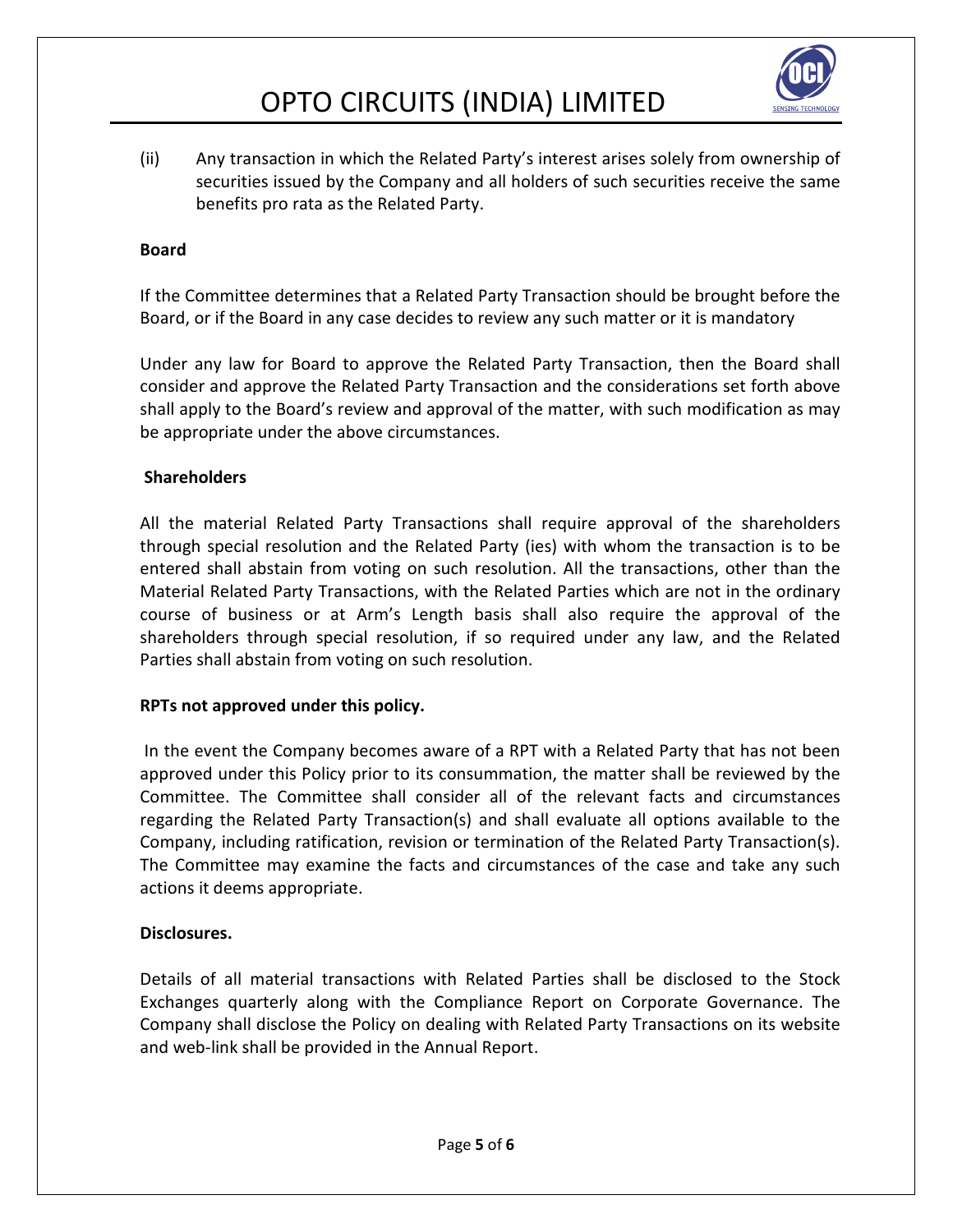(ii) Any transaction in which the Related Party's interest arises solely from ownership of securities issued by the Company and all holders of such securities receive the same benefits pro rata as the Related Party.

**Board**

If the Committee determines that a Related Party Transaction should be brought before the Board, or if the Board in any case decides to review any such matter or it is mandatory

Under any law for Board to approve the Related Party Transaction, then the Board shall consider and approve the Related Party Transaction and the considerations set forth above shall apply to the Board's review and approval of the matter, with such modification as may be appropriate under the above circumstances.

**Shareholders**

All the material Related Party Transactions shall require approval of the shareholders through special resolution and the Related Party (ies) with whom the transaction is to be entered shall abstain from voting on such resolution. All the transactions, other than the Material Related Party Transactions, with the Related Parties which are not in the ordinary course of business or at Arm's Length basis shall also require the approval of the shareholders through special resolution, if so required under any law, and the Related Parties shall abstain from voting on such resolution.

**RPTs not approved under this policy.**

In the event the Company becomes aware of a RPT with a Related Party that has not been approved under this Policy prior to its consummation, the matter shall be reviewed by the Committee. The Committee shall consider all of the relevant facts and circumstances regarding the Related Party Transaction(s) and shall evaluate all options available to the Company, including ratification, revision or termination of the Related Party Transaction(s). The Committee may examine the facts and circumstances of the case and take any such actions it deems appropriate.

**Disclosures.**

Details of all material transactions with Related Parties shall be disclosed to the Stock Exchanges quarterly along with the Compliance Report on Corporate Governance. The Company shall disclose the Policy on dealing with Related Party Transactions on its website and web-link shall be provided in the Annual Report.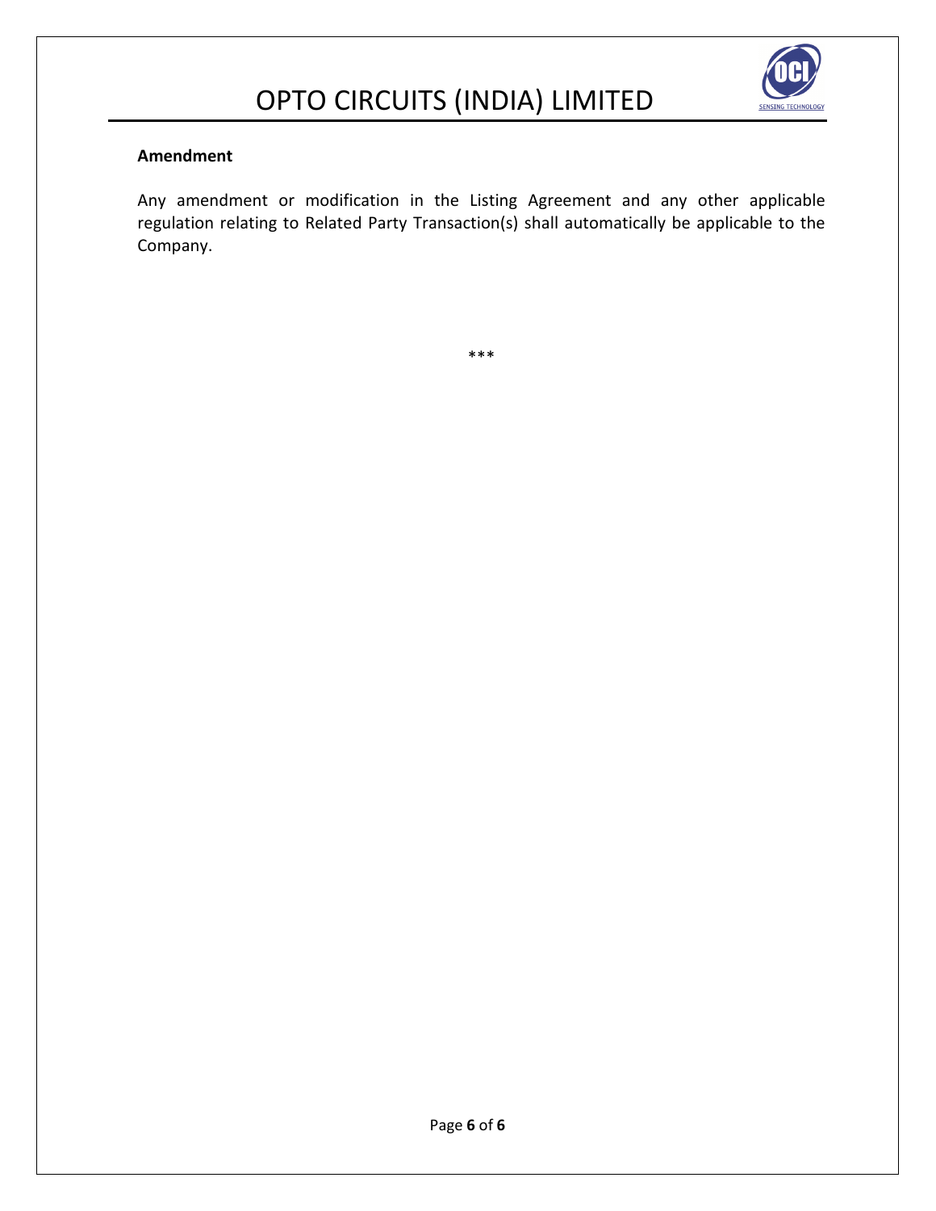**Amendment**

Any amendment or modification in the Listing Agreement and any other applicable regulation relating to Related Party Transaction(s) shall automatically be applicable to the Company.

***